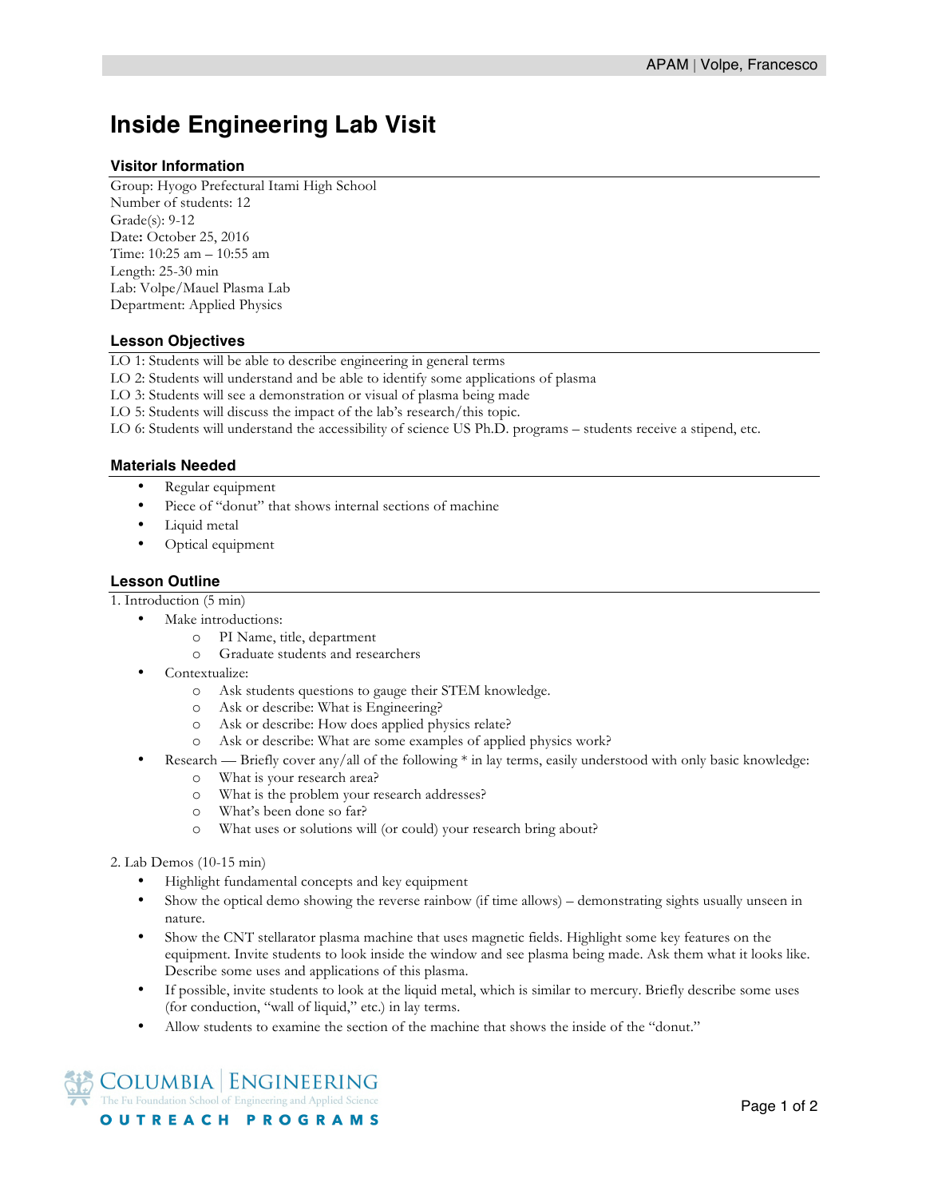# Inside Engineering Lab Visit

## Visitor Information

Group: Hyogo Prefectural Itami High School
Number of students: 12
Grade(s): 9-12
Date: October 25, 2016
Time: 10:25 am – 10:55 am
Length: 25-30 min
Lab: Volpe/Mauel Plasma Lab
Department: Applied Physics

## Lesson Objectives

LO 1: Students will be able to describe engineering in general terms
LO 2: Students will understand and be able to identify some applications of plasma
LO 3: Students will see a demonstration or visual of plasma being made
LO 5: Students will discuss the impact of the lab's research/this topic.
LO 6: Students will understand the accessibility of science US Ph.D. programs – students receive a stipend, etc.

## Materials Needed

- Regular equipment
- Piece of "donut" that shows internal sections of machine
- Liquid metal
- Optical equipment

## Lesson Outline

1. Introduction (5 min)
   - Make introductions:
     - PI Name, title, department
     - Graduate students and researchers
   - Contextualize:
     - Ask students questions to gauge their STEM knowledge.
     - Ask or describe: What is Engineering?
     - Ask or describe: How does applied physics relate?
     - Ask or describe: What are some examples of applied physics work?
   - Research — Briefly cover any/all of the following * in lay terms, easily understood with only basic knowledge:
     - What is your research area?
     - What is the problem your research addresses?
     - What's been done so far?
     - What uses or solutions will (or could) your research bring about?

2. Lab Demos (10-15 min)
   - Highlight fundamental concepts and key equipment
   - Show the optical demo showing the reverse rainbow (if time allows) – demonstrating sights usually unseen in nature.
   - Show the CNT stellarator plasma machine that uses magnetic fields. Highlight some key features on the equipment. Invite students to look inside the window and see plasma being made. Ask them what it looks like. Describe some uses and applications of this plasma.
   - If possible, invite students to look at the liquid metal, which is similar to mercury. Briefly describe some uses (for conduction, "wall of liquid," etc.) in lay terms.
   - Allow students to examine the section of the machine that shows the inside of the "donut."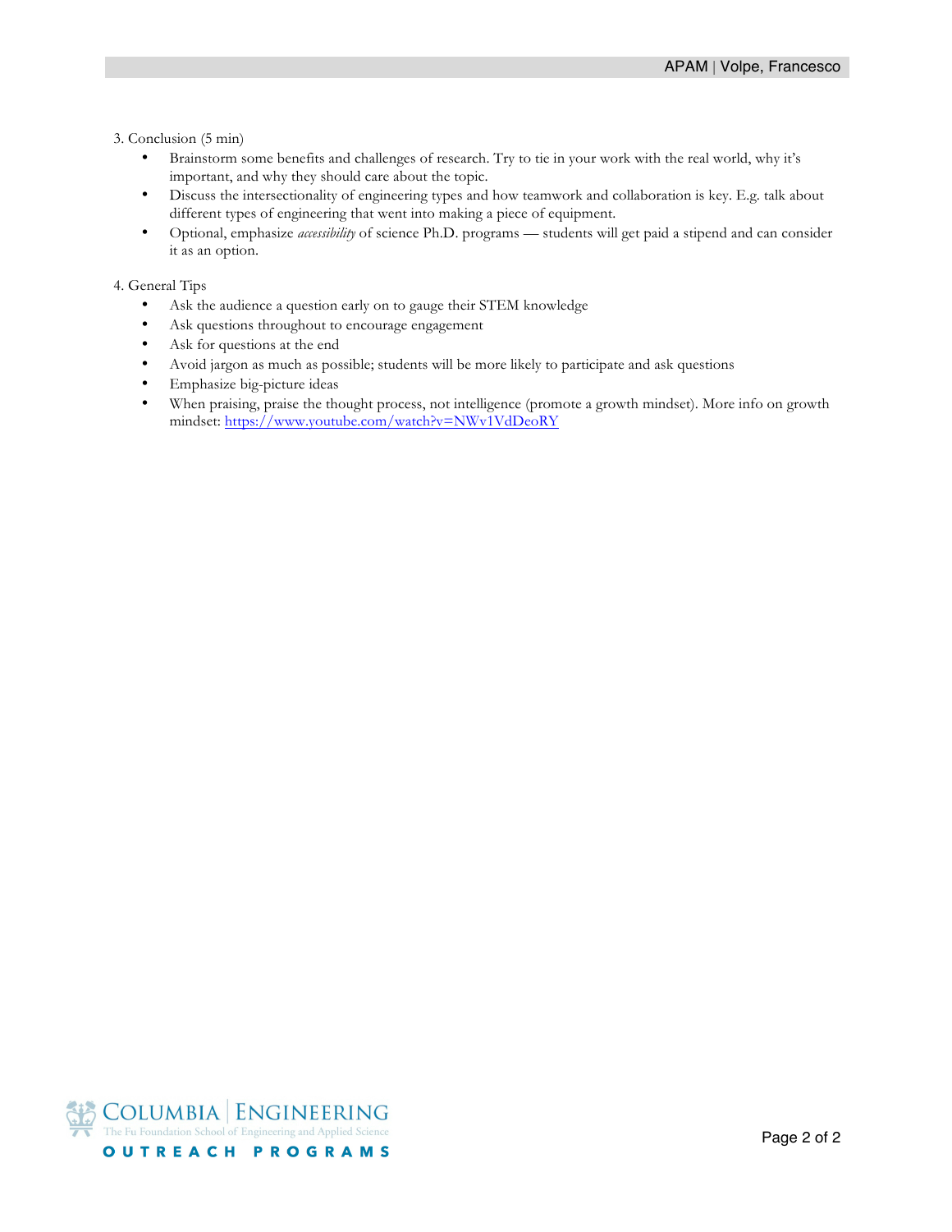3. Conclusion (5 min)

- Brainstorm some benefits and challenges of research. Try to tie in your work with the real world, why it's important, and why they should care about the topic.
- Discuss the intersectionality of engineering types and how teamwork and collaboration is key. E.g. talk about different types of engineering that went into making a piece of equipment.
- Optional, emphasize *accessibility* of science Ph.D. programs — students will get paid a stipend and can consider it as an option.

4. General Tips

- Ask the audience a question early on to gauge their STEM knowledge
- Ask questions throughout to encourage engagement
- Ask for questions at the end
- Avoid jargon as much as possible; students will be more likely to participate and ask questions
- Emphasize big-picture ideas
- When praising, praise the thought process, not intelligence (promote a growth mindset). More info on growth mindset: [https://www.youtube.com/watch?v=NWv1VdDeoRY](https://www.youtube.com/watch?v=NWv1VdDeoRY)